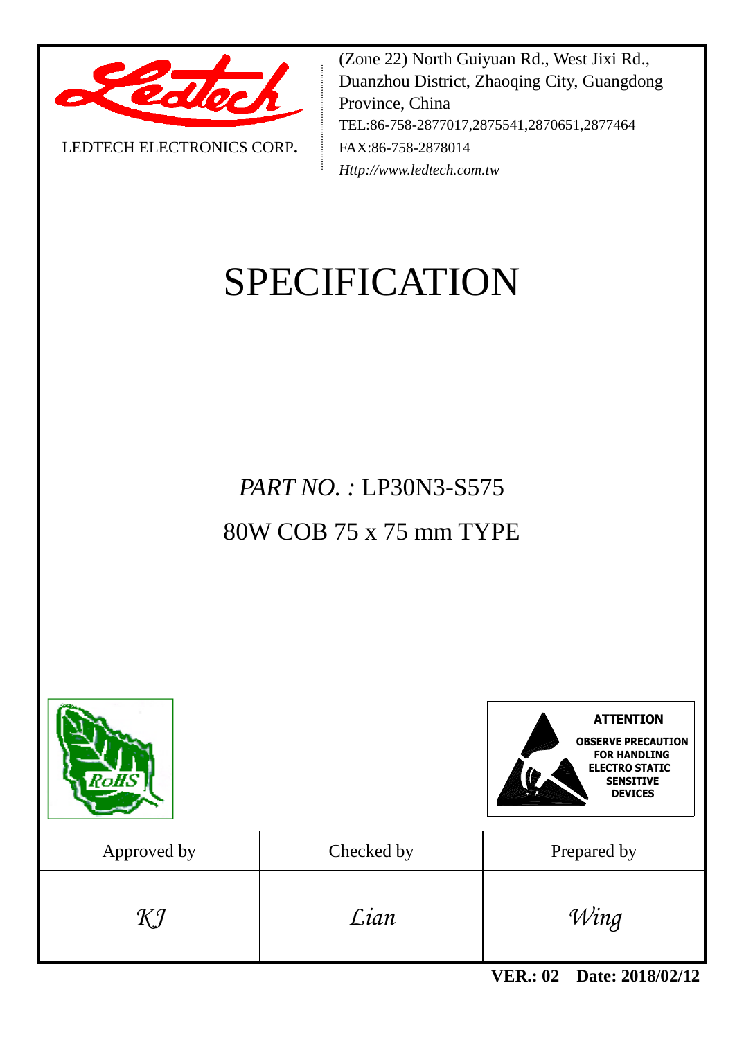LEDTECH ELECTRONICS CORP.

(Zone 22) North Guiyuan Rd., West Jixi Rd., Duanzhou District, Zhaoqing City, Guangdong Province, China
TEL:86-758-2877017,2875541,2870651,2877464
FAX:86-758-2878014
*Http://www.ledtech.com.tw*

# SPECIFICATION

## *PART NO. :* LP30N3-S575

## 80W COB 75 x 75 mm TYPE

RoHS

**ATTENTION**
**OBSERVE PRECAUTION FOR HANDLING ELECTRO STATIC SENSITIVE DEVICES**

| Approved by | Checked by | Prepared by |
|---|---|---|
| *KJ* | *Lian* | *Wing* |

**VER.: 02 Date: 2018/02/12**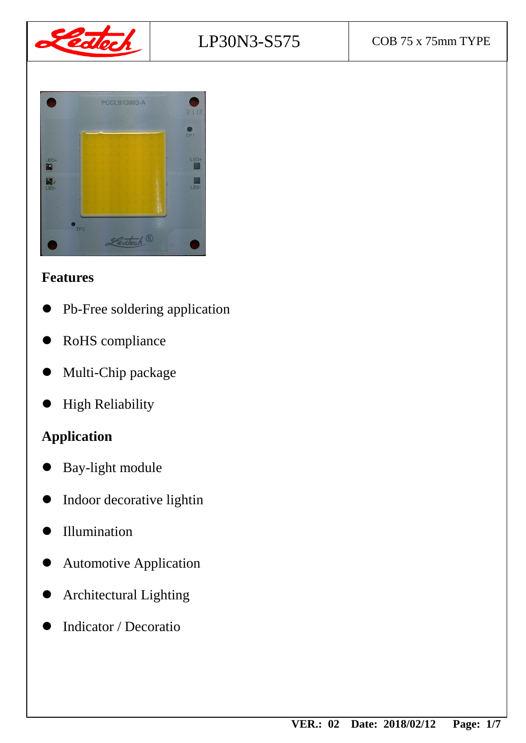| Ledtech | LP30N3-S575 | COB 75 x 75mm TYPE |
| --- | --- | --- |

## Features

- Pb-Free soldering application
- RoHS compliance
- Multi-Chip package
- High Reliability

## Application

- Bay-light module
- Indoor decorative lightin
- Illumination
- Automotive Application
- Architectural Lighting
- Indicator / Decoratio

**VER.: 02 Date: 2018/02/12**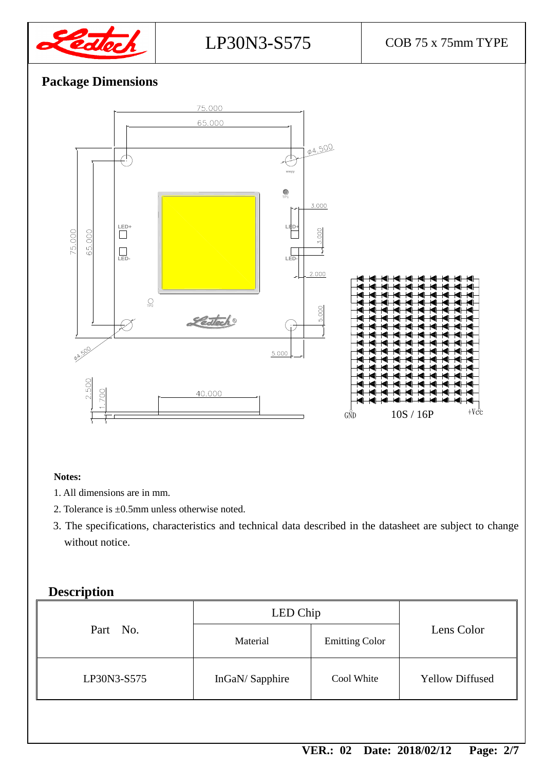## Package Dimensions

**Notes:**

1. All dimensions are in mm.
2. Tolerance is ±0.5mm unless otherwise noted.
3. The specifications, characteristics and technical data described in the datasheet are subject to change without notice.

## Description

| Part No. | LED Chip | | Lens Color |
|---|---|---|---|
| | Material | Emitting Color | |
| LP30N3-S575 | InGaN/ Sapphire | Cool White | Yellow Diffused |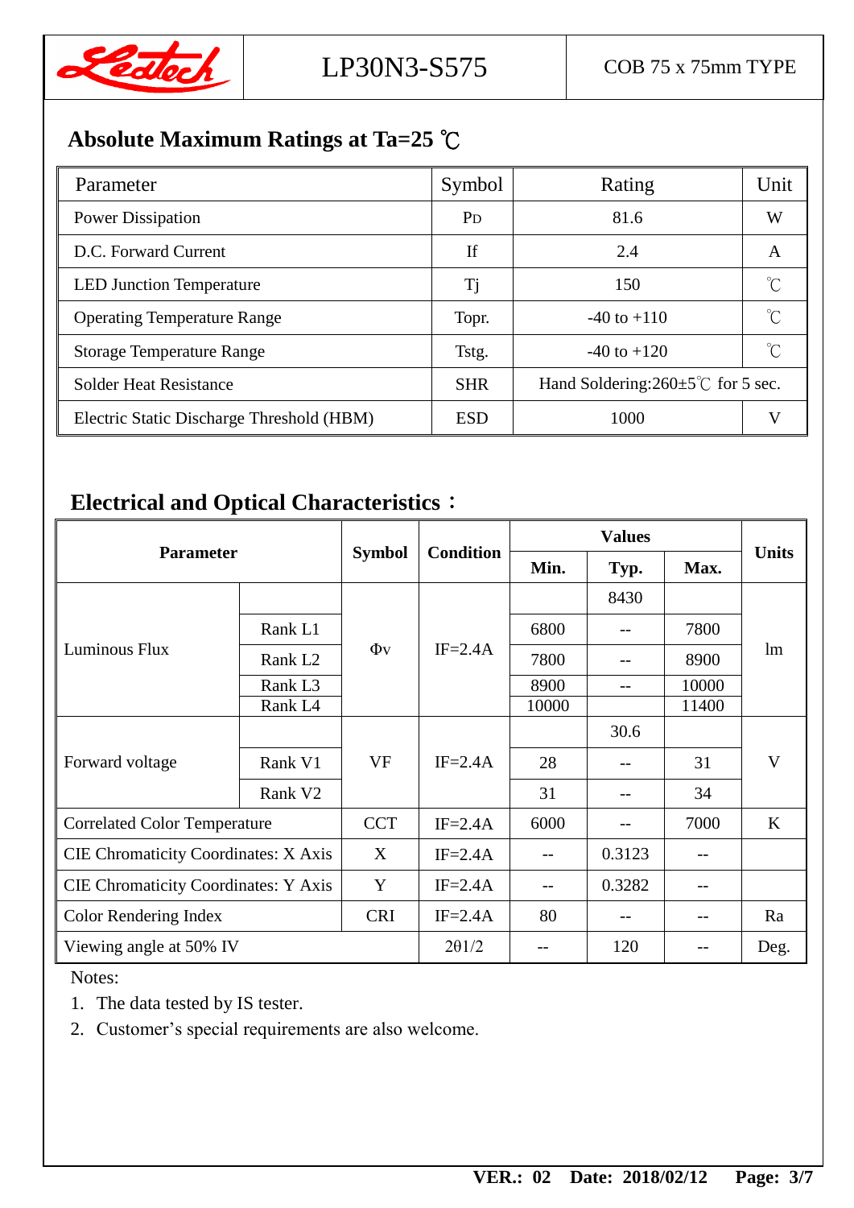## Absolute Maximum Ratings at Ta=25 ℃

| Parameter | Symbol | Rating | Unit |
|---|---|---|---|
| Power Dissipation | $P_D$ | 81.6 | W |
| D.C. Forward Current | If | 2.4 | A |
| LED Junction Temperature | Tj | 150 | ℃ |
| Operating Temperature Range | Topr. | -40 to +110 | ℃ |
| Storage Temperature Range | Tstg. | -40 to +120 | ℃ |
| Solder Heat Resistance | SHR | Hand Soldering:260±5℃ for 5 sec. | |
| Electric Static Discharge Threshold (HBM) | ESD | 1000 | V |

## Electrical and Optical Characteristics：

| Parameter | | Symbol | Condition | Values | | | Units |
|---|---|---|---|---|---|---|---|
| | | | | Min. | Typ. | Max. | |
| Luminous Flux | | $\Phi_V$ | IF=2.4A | | 8430 | | lm |
| | Rank L1 | | | 6800 | -- | 7800 | |
| | Rank L2 | | | 7800 | -- | 8900 | |
| | Rank L3 | | | 8900 | -- | 10000 | |
| | Rank L4 | | | 10000 | | 11400 | |
| Forward voltage | | VF | IF=2.4A | | 30.6 | | V |
| | Rank V1 | | | 28 | -- | 31 | |
| | Rank V2 | | | 31 | -- | 34 | |
| Correlated Color Temperature | | CCT | IF=2.4A | 6000 | -- | 7000 | K |
| CIE Chromaticity Coordinates: X Axis | | X | IF=2.4A | -- | 0.3123 | -- | |
| CIE Chromaticity Coordinates: Y Axis | | Y | IF=2.4A | -- | 0.3282 | -- | |
| Color Rendering Index | | CRI | IF=2.4A | 80 | -- | -- | Ra |
| Viewing angle at 50% IV | | | $2\theta 1/2$ | -- | 120 | -- | Deg. |

Notes:

1. The data tested by IS tester.
2. Customer's special requirements are also welcome.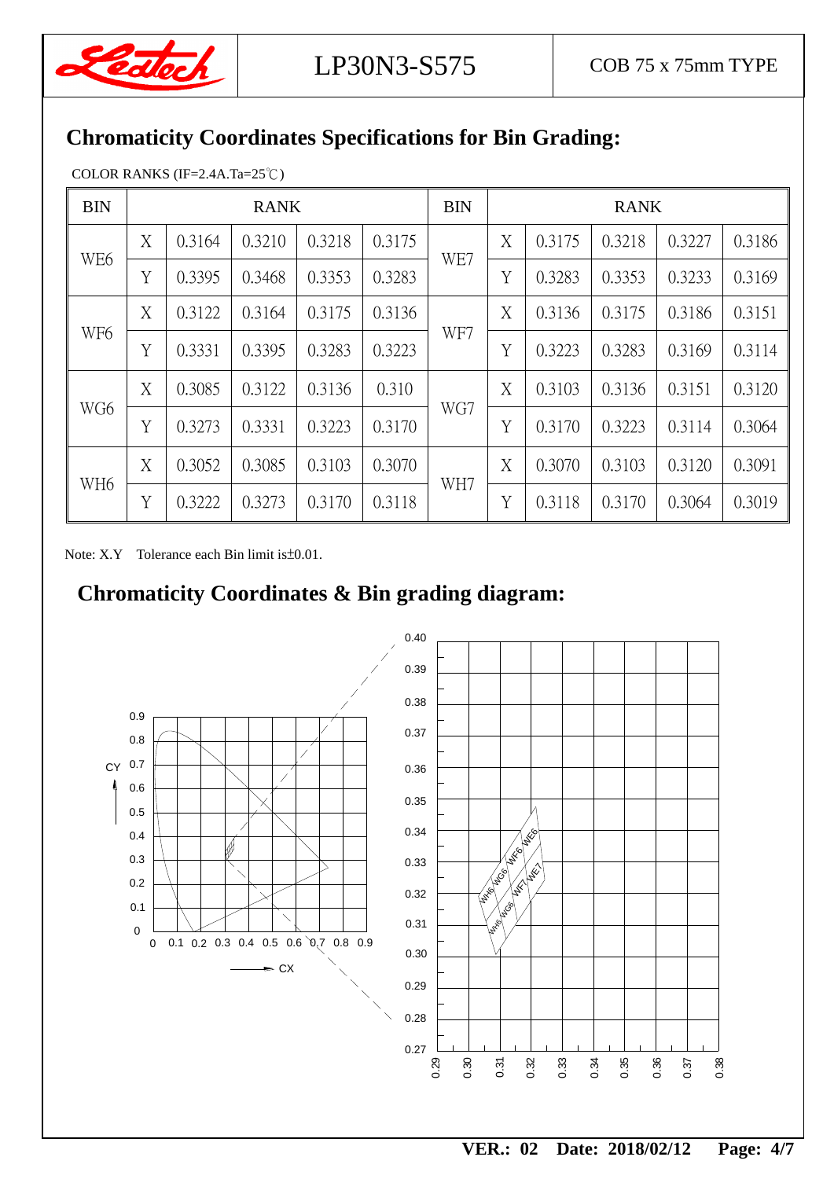## Chromaticity Coordinates Specifications for Bin Grading:

COLOR RANKS (IF=2.4A.Ta=25℃)

| BIN | RANK | | | | | BIN | RANK | | | | |
|---|---|---|---|---|---|---|---|---|---|---|---|
| WE6 | X | 0.3164 | 0.3210 | 0.3218 | 0.3175 | WE7 | X | 0.3175 | 0.3218 | 0.3227 | 0.3186 |
| | Y | 0.3395 | 0.3468 | 0.3353 | 0.3283 | | Y | 0.3283 | 0.3353 | 0.3233 | 0.3169 |
| WF6 | X | 0.3122 | 0.3164 | 0.3175 | 0.3136 | WF7 | X | 0.3136 | 0.3175 | 0.3186 | 0.3151 |
| | Y | 0.3331 | 0.3395 | 0.3283 | 0.3223 | | Y | 0.3223 | 0.3283 | 0.3169 | 0.3114 |
| WG6 | X | 0.3085 | 0.3122 | 0.3136 | 0.310 | WG7 | X | 0.3103 | 0.3136 | 0.3151 | 0.3120 |
| | Y | 0.3273 | 0.3331 | 0.3223 | 0.3170 | | Y | 0.3170 | 0.3223 | 0.3114 | 0.3064 |
| WH6 | X | 0.3052 | 0.3085 | 0.3103 | 0.3070 | WH7 | X | 0.3070 | 0.3103 | 0.3120 | 0.3091 |
| | Y | 0.3222 | 0.3273 | 0.3170 | 0.3118 | | Y | 0.3118 | 0.3170 | 0.3064 | 0.3019 |

Note: X.Y Tolerance each Bin limit is±0.01.

## Chromaticity Coordinates & Bin grading diagram: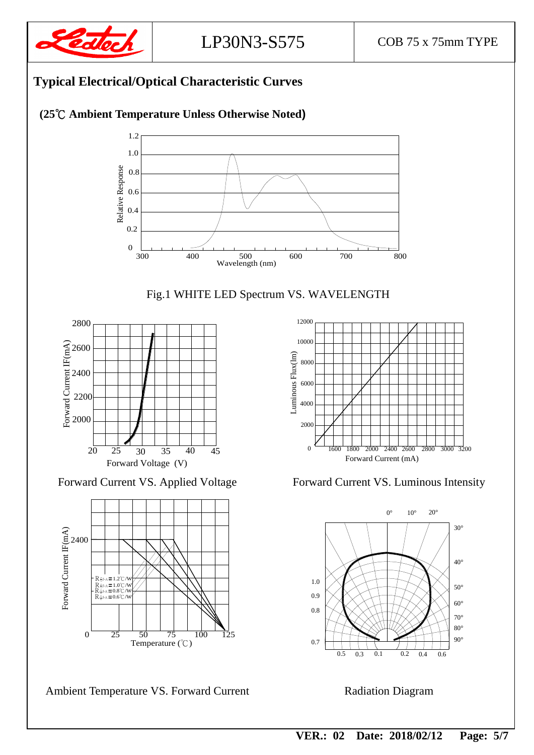## Typical Electrical/Optical Characteristic Curves

**(25℃ Ambient Temperature Unless Otherwise Noted)**

Fig.1 WHITE LED Spectrum VS. WAVELENGTH

Forward Current VS. Applied Voltage

Forward Current VS. Luminous Intensity

Ambient Temperature VS. Forward Current

Radiation Diagram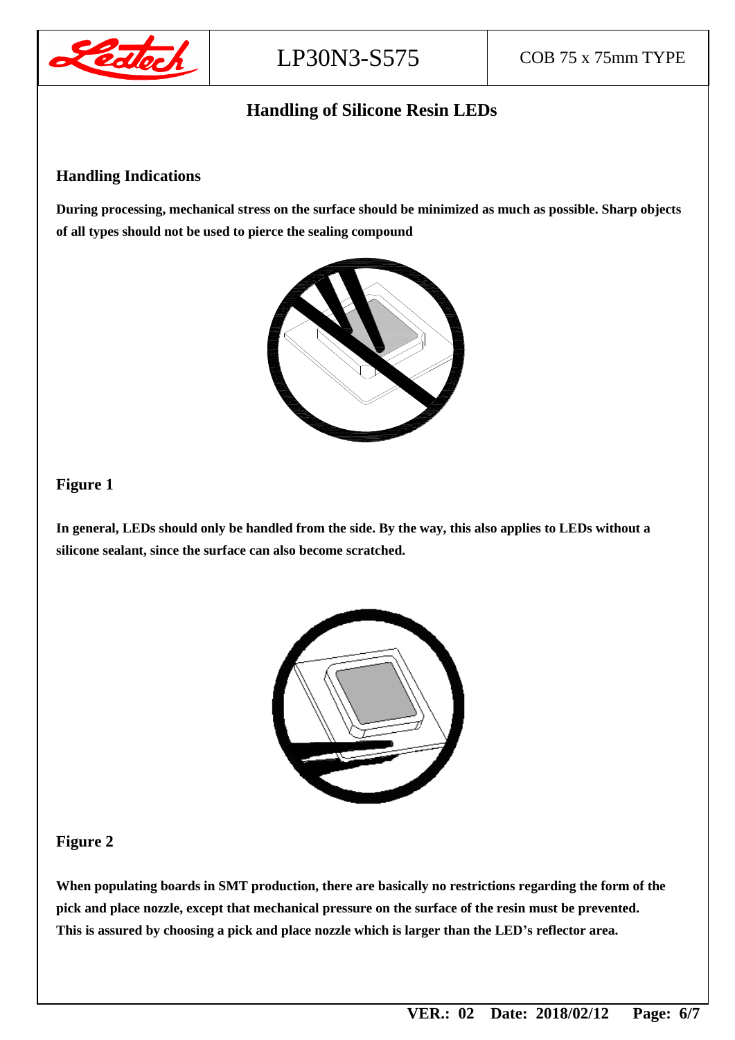## Handling of Silicone Resin LEDs

### Handling Indications

**During processing, mechanical stress on the surface should be minimized as much as possible. Sharp objects of all types should not be used to pierce the sealing compound**

### Figure 1

**In general, LEDs should only be handled from the side. By the way, this also applies to LEDs without a silicone sealant, since the surface can also become scratched.**

### Figure 2

**When populating boards in SMT production, there are basically no restrictions regarding the form of the pick and place nozzle, except that mechanical pressure on the surface of the resin must be prevented. This is assured by choosing a pick and place nozzle which is larger than the LED's reflector area.**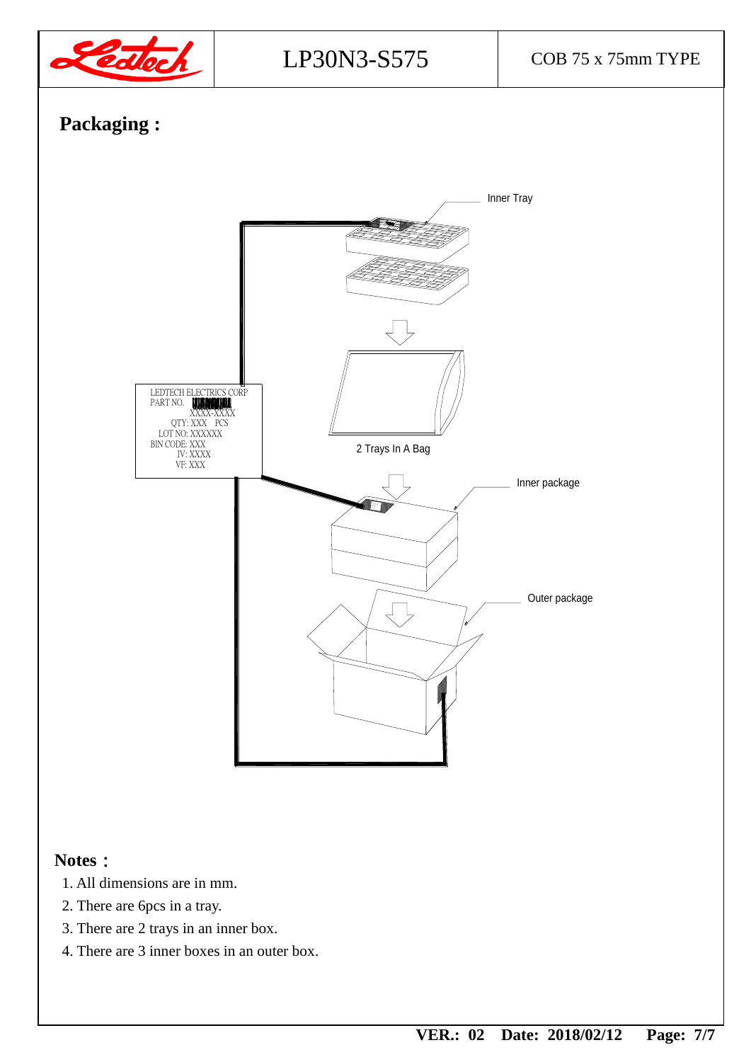## Packaging :

Inner Tray

2 Trays In A Bag

LEDTECH ELECTRICS CORP
PART NO.
XXXX-XXXX
QTY: XXX PCS
LOT NO: XXXXXX
BIN CODE: XXX
IV: XXXX
VF: XXX

Inner package

Outer package

**Notes：**

1. All dimensions are in mm.
2. There are 6pcs in a tray.
3. There are 2 trays in an inner box.
4. There are 3 inner boxes in an outer box.